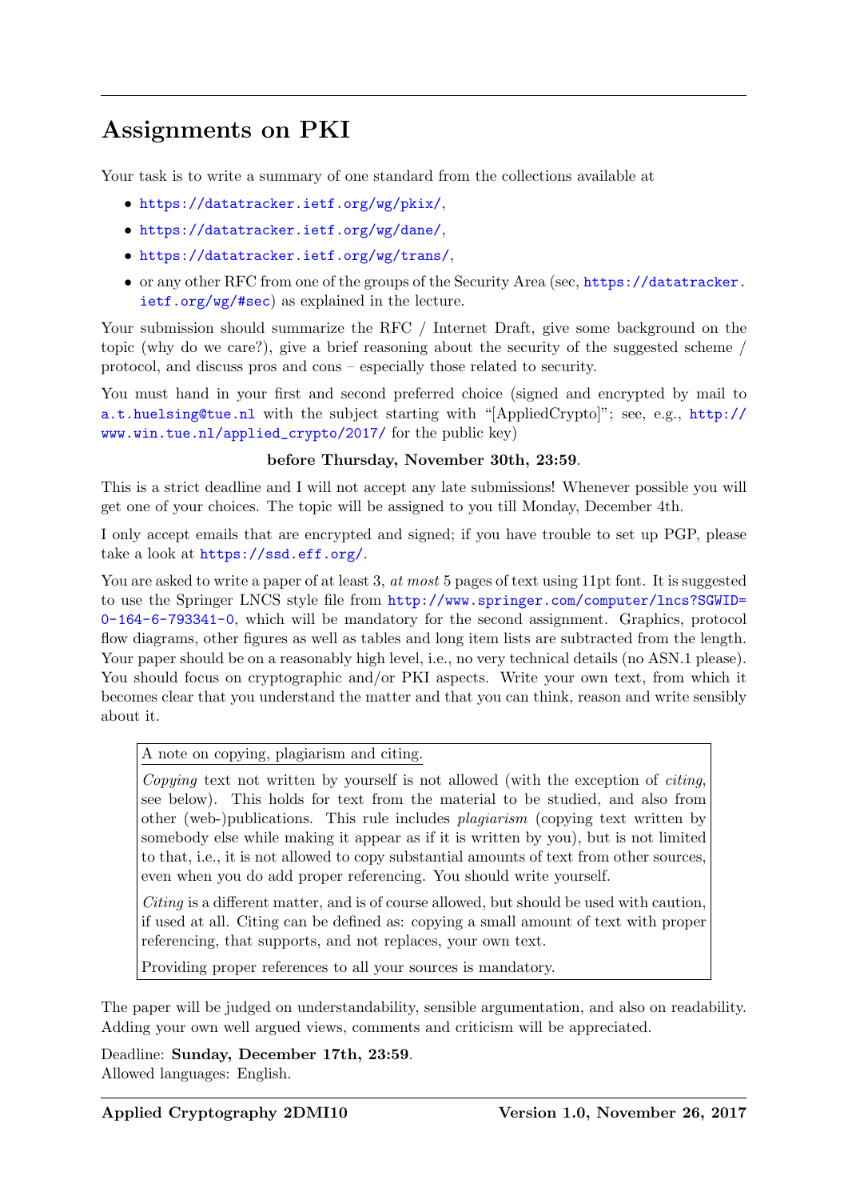# Assignments on PKI

Your task is to write a summary of one standard from the collections available at

- https://datatracker.ietf.org/wg/pkix/,
- https://datatracker.ietf.org/wg/dane/,
- https://datatracker.ietf.org/wg/trans/,
- or any other RFC from one of the groups of the Security Area (sec, https://datatracker.ietf.org/wg/#sec) as explained in the lecture.

Your submission should summarize the RFC / Internet Draft, give some background on the topic (why do we care?), give a brief reasoning about the security of the suggested scheme / protocol, and discuss pros and cons – especially those related to security.

You must hand in your first and second preferred choice (signed and encrypted by mail to a.t.huelsing@tue.nl with the subject starting with "[AppliedCrypto]"; see, e.g., http://www.win.tue.nl/applied_crypto/2017/ for the public key)

**before Thursday, November 30th, 23:59.**

This is a strict deadline and I will not accept any late submissions! Whenever possible you will get one of your choices. The topic will be assigned to you till Monday, December 4th.

I only accept emails that are encrypted and signed; if you have trouble to set up PGP, please take a look at https://ssd.eff.org/.

You are asked to write a paper of at least 3, *at most* 5 pages of text using 11pt font. It is suggested to use the Springer LNCS style file from http://www.springer.com/computer/lncs?SGWID=0-164-6-793341-0, which will be mandatory for the second assignment. Graphics, protocol flow diagrams, other figures as well as tables and long item lists are subtracted from the length. Your paper should be on a reasonably high level, i.e., no very technical details (no ASN.1 please). You should focus on cryptographic and/or PKI aspects. Write your own text, from which it becomes clear that you understand the matter and that you can think, reason and write sensibly about it.

> A note on copying, plagiarism and citing.
>
> *Copying* text not written by yourself is not allowed (with the exception of *citing*, see below). This holds for text from the material to be studied, and also from other (web-)publications. This rule includes *plagiarism* (copying text written by somebody else while making it appear as if it is written by you), but is not limited to that, i.e., it is not allowed to copy substantial amounts of text from other sources, even when you do add proper referencing. You should write yourself.
>
> *Citing* is a different matter, and is of course allowed, but should be used with caution, if used at all. Citing can be defined as: copying a small amount of text with proper referencing, that supports, and not replaces, your own text.
>
> Providing proper references to all your sources is mandatory.

The paper will be judged on understandability, sensible argumentation, and also on readability. Adding your own well argued views, comments and criticism will be appreciated.

Deadline: **Sunday, December 17th, 23:59.**
Allowed languages: English.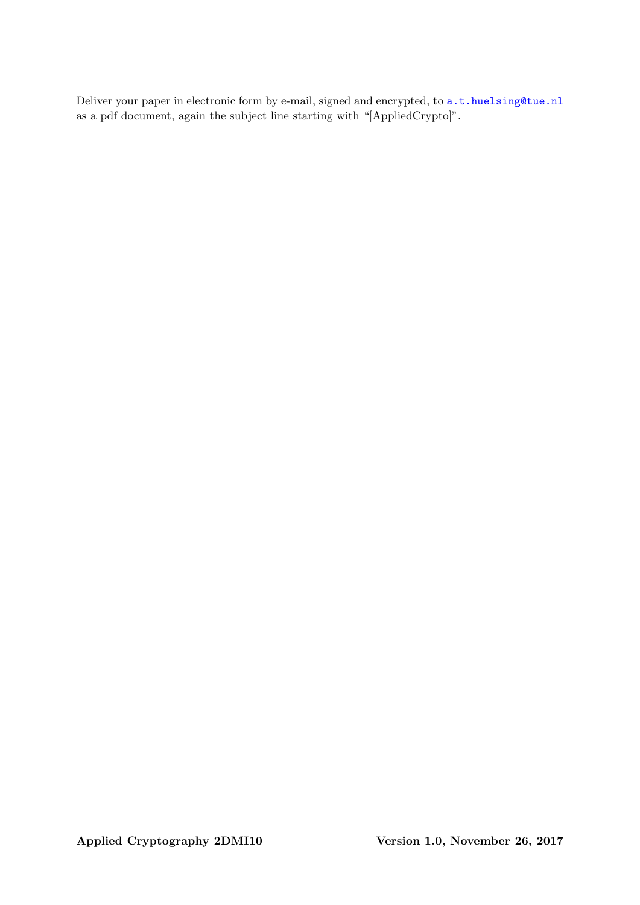Deliver your paper in electronic form by e-mail, signed and encrypted, to a.t.huelsing@tue.nl as a pdf document, again the subject line starting with "[AppliedCrypto]".